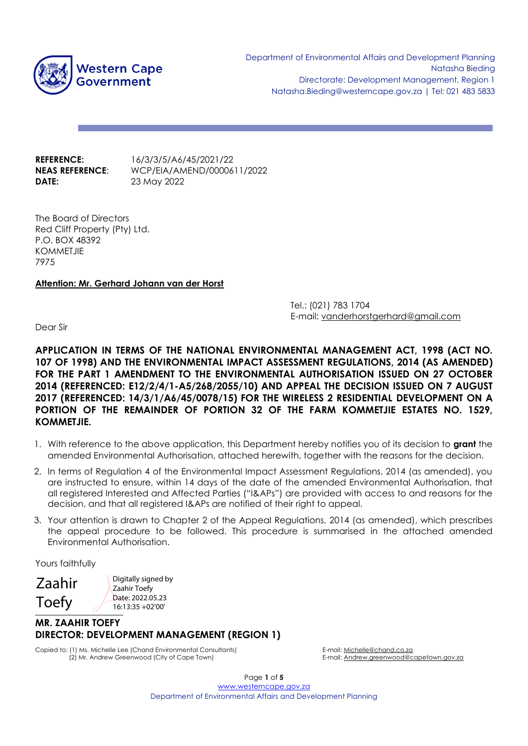Western Cape Government

Department of Environmental Affairs and Development Planning
Natasha Bieding
Directorate: Development Management, Region 1
Natasha.Bieding@westerncape.gov.za | Tel: 021 483 5833

**REFERENCE:** 16/3/3/5/A6/45/2021/22
**NEAS REFERENCE**: WCP/EIA/AMEND/0000611/2022
**DATE:** 23 May 2022

The Board of Directors
Red Cliff Property (Pty) Ltd.
P.O. BOX 48392
KOMMETJIE
7975

**Attention: Mr. Gerhard Johann van der Horst**

Tel.: (021) 783 1704
E-mail: vanderhorstgerhard@gmail.com

Dear Sir

**APPLICATION IN TERMS OF THE NATIONAL ENVIRONMENTAL MANAGEMENT ACT, 1998 (ACT NO. 107 OF 1998) AND THE ENVIRONMENTAL IMPACT ASSESSMENT REGULATIONS, 2014 (AS AMENDED) FOR THE PART 1 AMENDMENT TO THE ENVIRONMENTAL AUTHORISATION ISSUED ON 27 OCTOBER 2014 (REFERENCED: E12/2/4/1-A5/268/2055/10) AND APPEAL THE DECISION ISSUED ON 7 AUGUST 2017 (REFERENCED: 14/3/1/A6/45/0078/15) FOR THE WIRELESS 2 RESIDENTIAL DEVELOPMENT ON A PORTION OF THE REMAINDER OF PORTION 32 OF THE FARM KOMMETJIE ESTATES NO. 1529, KOMMETJIE.**

1. With reference to the above application, this Department hereby notifies you of its decision to **grant** the amended Environmental Authorisation, attached herewith, together with the reasons for the decision.
2. In terms of Regulation 4 of the Environmental Impact Assessment Regulations, 2014 (as amended), you are instructed to ensure, within 14 days of the date of the amended Environmental Authorisation, that all registered Interested and Affected Parties ("I&APs") are provided with access to and reasons for the decision, and that all registered I&APs are notified of their right to appeal.
3. Your attention is drawn to Chapter 2 of the Appeal Regulations, 2014 (as amended), which prescribes the appeal procedure to be followed. This procedure is summarised in the attached amended Environmental Authorisation.

Yours faithfully

Zaahir Toefy
Digitally signed by Zaahir Toefy
Date: 2022.05.23 16:13:35 +02'00'

**MR. ZAAHIR TOEFY**
**DIRECTOR: DEVELOPMENT MANAGEMENT (REGION 1)**

Copied to: (1) Ms. Michelle Lee (Chand Environmental Consultants) E-mail: Michelle@chand.co.za
(2) Mr. Andrew Greenwood (City of Cape Town) E-mail: Andrew.greenwood@capetown.gov.za

www.westerncape.gov.za
Department of Environmental Affairs and Development Planning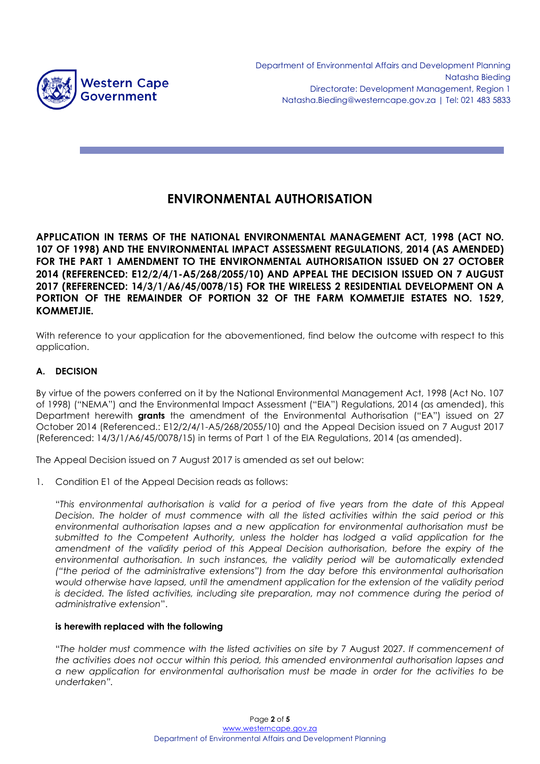Department of Environmental Affairs and Development Planning
Natasha Bieding
Directorate: Development Management, Region 1
Natasha.Bieding@westerncape.gov.za | Tel: 021 483 5833

# ENVIRONMENTAL AUTHORISATION

**APPLICATION IN TERMS OF THE NATIONAL ENVIRONMENTAL MANAGEMENT ACT, 1998 (ACT NO. 107 OF 1998) AND THE ENVIRONMENTAL IMPACT ASSESSMENT REGULATIONS, 2014 (AS AMENDED) FOR THE PART 1 AMENDMENT TO THE ENVIRONMENTAL AUTHORISATION ISSUED ON 27 OCTOBER 2014 (REFERENCED: E12/2/4/1-A5/268/2055/10) AND APPEAL THE DECISION ISSUED ON 7 AUGUST 2017 (REFERENCED: 14/3/1/A6/45/0078/15) FOR THE WIRELESS 2 RESIDENTIAL DEVELOPMENT ON A PORTION OF THE REMAINDER OF PORTION 32 OF THE FARM KOMMETJIE ESTATES NO. 1529, KOMMETJIE.**

With reference to your application for the abovementioned, find below the outcome with respect to this application.

## A. DECISION

By virtue of the powers conferred on it by the National Environmental Management Act, 1998 (Act No. 107 of 1998) ("NEMA") and the Environmental Impact Assessment ("EIA") Regulations, 2014 (as amended), this Department herewith **grants** the amendment of the Environmental Authorisation ("EA") issued on 27 October 2014 (Referenced.: E12/2/4/1-A5/268/2055/10) and the Appeal Decision issued on 7 August 2017 (Referenced: 14/3/1/A6/45/0078/15) in terms of Part 1 of the EIA Regulations, 2014 (as amended).

The Appeal Decision issued on 7 August 2017 is amended as set out below:

1. Condition E1 of the Appeal Decision reads as follows:

   *"This environmental authorisation is valid for a period of five years from the date of this Appeal Decision. The holder of must commence with all the listed activities within the said period or this environmental authorisation lapses and a new application for environmental authorisation must be submitted to the Competent Authority, unless the holder has lodged a valid application for the amendment of the validity period of this Appeal Decision authorisation, before the expiry of the environmental authorisation. In such instances, the validity period will be automatically extended ("the period of the administrative extensions") from the day before this environmental authorisation would otherwise have lapsed, until the amendment application for the extension of the validity period is decided. The listed activities, including site preparation, may not commence during the period of administrative extension"*.

   **is herewith replaced with the following**

   *"The holder must commence with the listed activities on site by* 7 August 2027. *If commencement of the activities does not occur within this period, this amended environmental authorisation lapses and a new application for environmental authorisation must be made in order for the activities to be undertaken".*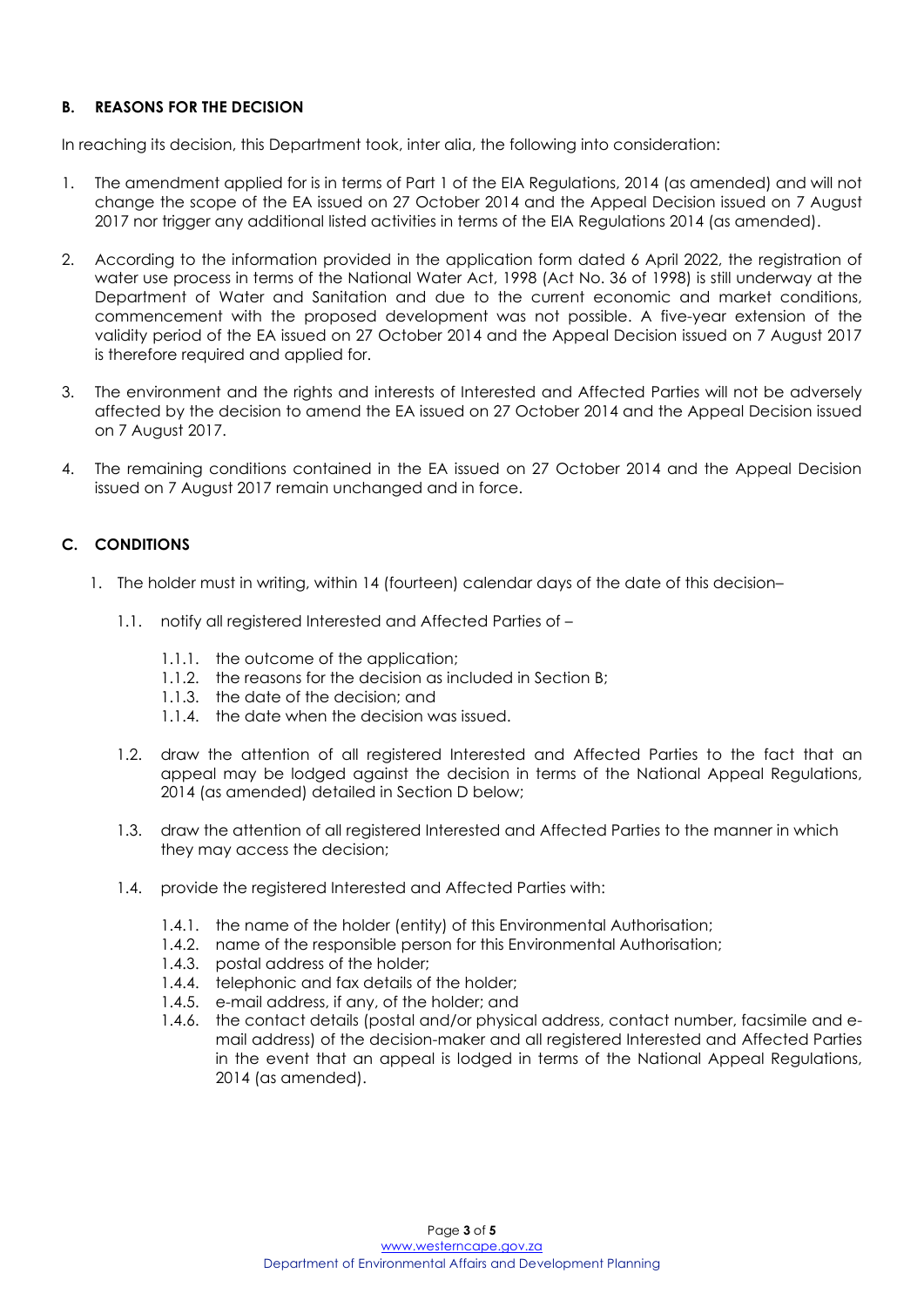## B. REASONS FOR THE DECISION

In reaching its decision, this Department took, inter alia, the following into consideration:

1. The amendment applied for is in terms of Part 1 of the EIA Regulations, 2014 (as amended) and will not change the scope of the EA issued on 27 October 2014 and the Appeal Decision issued on 7 August 2017 nor trigger any additional listed activities in terms of the EIA Regulations 2014 (as amended).

2. According to the information provided in the application form dated 6 April 2022, the registration of water use process in terms of the National Water Act, 1998 (Act No. 36 of 1998) is still underway at the Department of Water and Sanitation and due to the current economic and market conditions, commencement with the proposed development was not possible. A five-year extension of the validity period of the EA issued on 27 October 2014 and the Appeal Decision issued on 7 August 2017 is therefore required and applied for.

3. The environment and the rights and interests of Interested and Affected Parties will not be adversely affected by the decision to amend the EA issued on 27 October 2014 and the Appeal Decision issued on 7 August 2017.

4. The remaining conditions contained in the EA issued on 27 October 2014 and the Appeal Decision issued on 7 August 2017 remain unchanged and in force.

## C. CONDITIONS

1. The holder must in writing, within 14 (fourteen) calendar days of the date of this decision–

   1.1. notify all registered Interested and Affected Parties of –

      1.1.1. the outcome of the application;
      1.1.2. the reasons for the decision as included in Section B;
      1.1.3. the date of the decision; and
      1.1.4. the date when the decision was issued.

   1.2. draw the attention of all registered Interested and Affected Parties to the fact that an appeal may be lodged against the decision in terms of the National Appeal Regulations, 2014 (as amended) detailed in Section D below;

   1.3. draw the attention of all registered Interested and Affected Parties to the manner in which they may access the decision;

   1.4. provide the registered Interested and Affected Parties with:

      1.4.1. the name of the holder (entity) of this Environmental Authorisation;
      1.4.2. name of the responsible person for this Environmental Authorisation;
      1.4.3. postal address of the holder;
      1.4.4. telephonic and fax details of the holder;
      1.4.5. e-mail address, if any, of the holder; and
      1.4.6. the contact details (postal and/or physical address, contact number, facsimile and e-mail address) of the decision-maker and all registered Interested and Affected Parties in the event that an appeal is lodged in terms of the National Appeal Regulations, 2014 (as amended).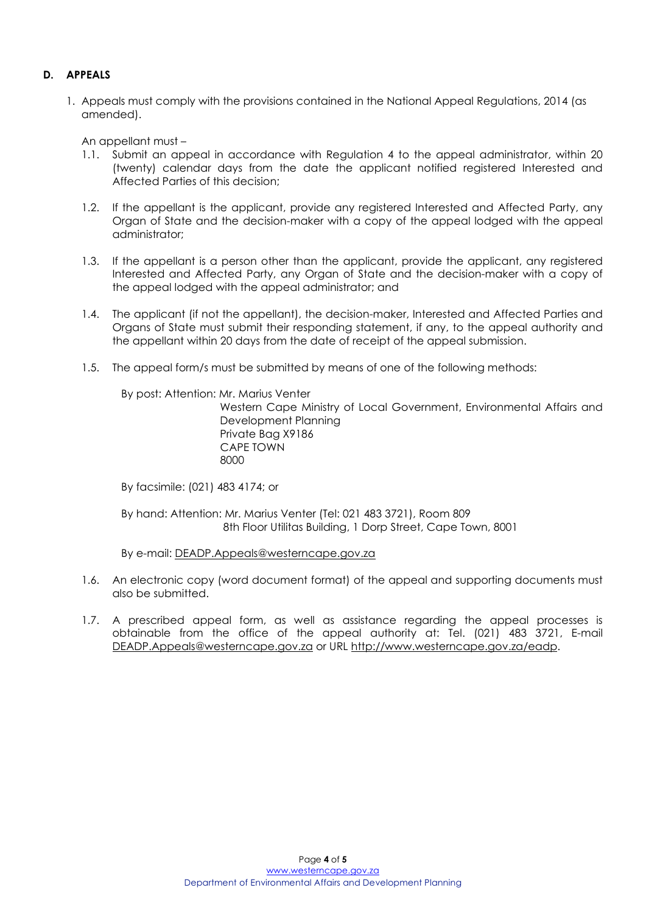## D. APPEALS

1. Appeals must comply with the provisions contained in the National Appeal Regulations, 2014 (as amended).

   An appellant must –

   1.1. Submit an appeal in accordance with Regulation 4 to the appeal administrator, within 20 (twenty) calendar days from the date the applicant notified registered Interested and Affected Parties of this decision;

   1.2. If the appellant is the applicant, provide any registered Interested and Affected Party, any Organ of State and the decision-maker with a copy of the appeal lodged with the appeal administrator;

   1.3. If the appellant is a person other than the applicant, provide the applicant, any registered Interested and Affected Party, any Organ of State and the decision-maker with a copy of the appeal lodged with the appeal administrator; and

   1.4. The applicant (if not the appellant), the decision-maker, Interested and Affected Parties and Organs of State must submit their responding statement, if any, to the appeal authority and the appellant within 20 days from the date of receipt of the appeal submission.

   1.5. The appeal form/s must be submitted by means of one of the following methods:

   By post: Attention: Mr. Marius Venter
   Western Cape Ministry of Local Government, Environmental Affairs and Development Planning
   Private Bag X9186
   CAPE TOWN
   8000

   By facsimile: (021) 483 4174; or

   By hand: Attention: Mr. Marius Venter (Tel: 021 483 3721), Room 809
   8th Floor Utilitas Building, 1 Dorp Street, Cape Town, 8001

   By e-mail: DEADP.Appeals@westerncape.gov.za

   1.6. An electronic copy (word document format) of the appeal and supporting documents must also be submitted.

   1.7. A prescribed appeal form, as well as assistance regarding the appeal processes is obtainable from the office of the appeal authority at: Tel. (021) 483 3721, E-mail DEADP.Appeals@westerncape.gov.za or URL http://www.westerncape.gov.za/eadp.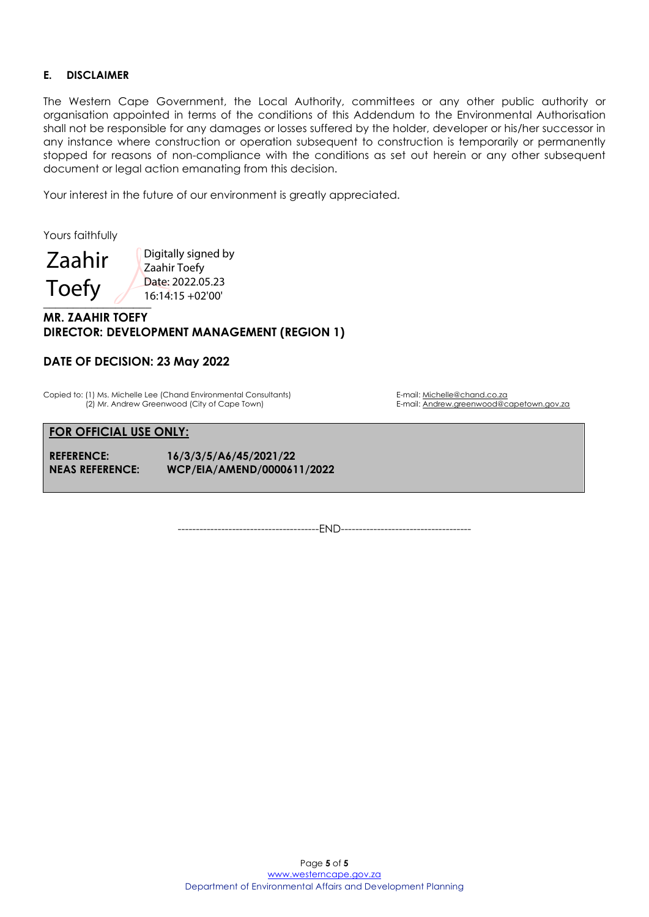## E. DISCLAIMER

The Western Cape Government, the Local Authority, committees or any other public authority or organisation appointed in terms of the conditions of this Addendum to the Environmental Authorisation shall not be responsible for any damages or losses suffered by the holder, developer or his/her successor in any instance where construction or operation subsequent to construction is temporarily or permanently stopped for reasons of non-compliance with the conditions as set out herein or any other subsequent document or legal action emanating from this decision.

Your interest in the future of our environment is greatly appreciated.

Yours faithfully

Zaahir Toefy

Digitally signed by Zaahir Toefy
Date: 2022.05.23 16:14:15 +02'00'

**MR. ZAAHIR TOEFY**
**DIRECTOR: DEVELOPMENT MANAGEMENT (REGION 1)**

**DATE OF DECISION: 23 May 2022**

Copied to: (1) Ms. Michelle Lee (Chand Environmental Consultants) E-mail: Michelle@chand.co.za
(2) Mr. Andrew Greenwood (City of Cape Town) E-mail: Andrew.greenwood@capetown.gov.za

**FOR OFFICIAL USE ONLY:**

**REFERENCE:** **16/3/3/5/A6/45/2021/22**
**NEAS REFERENCE:** **WCP/EIA/AMEND/0000611/2022**

---------------------------------------END------------------------------------

www.westerncape.gov.za
Department of Environmental Affairs and Development Planning